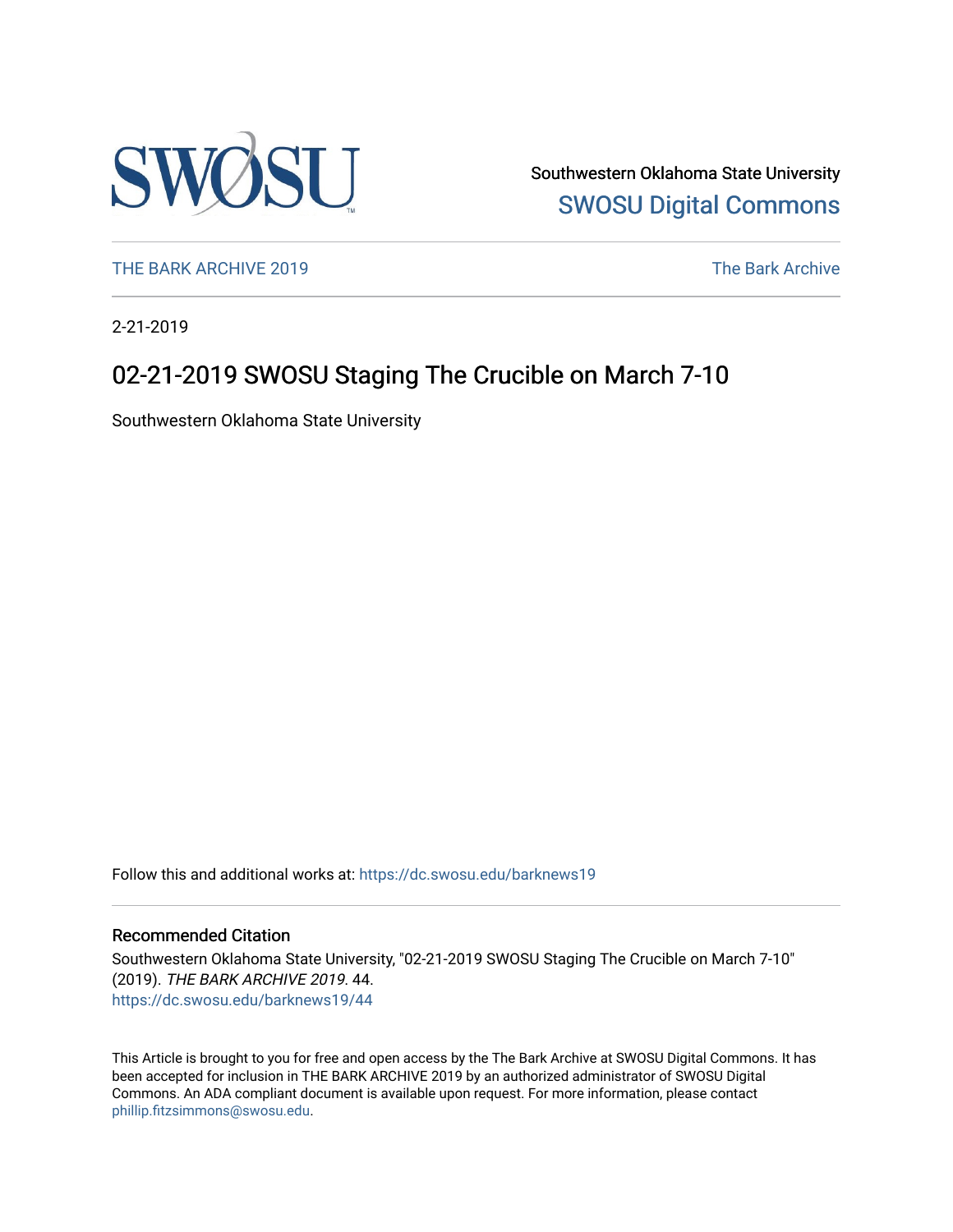Southwestern Oklahoma State University

SWOSU Digital Commons

THE BARK ARCHIVE 2019

The Bark Archive

2-21-2019

# 02-21-2019 SWOSU Staging The Crucible on March 7-10

Southwestern Oklahoma State University

Follow this and additional works at: https://dc.swosu.edu/barknews19

## Recommended Citation

Southwestern Oklahoma State University, "02-21-2019 SWOSU Staging The Crucible on March 7-10" (2019). *THE BARK ARCHIVE 2019*. 44.
https://dc.swosu.edu/barknews19/44

This Article is brought to you for free and open access by the The Bark Archive at SWOSU Digital Commons. It has been accepted for inclusion in THE BARK ARCHIVE 2019 by an authorized administrator of SWOSU Digital Commons. An ADA compliant document is available upon request. For more information, please contact phillip.fitzsimmons@swosu.edu.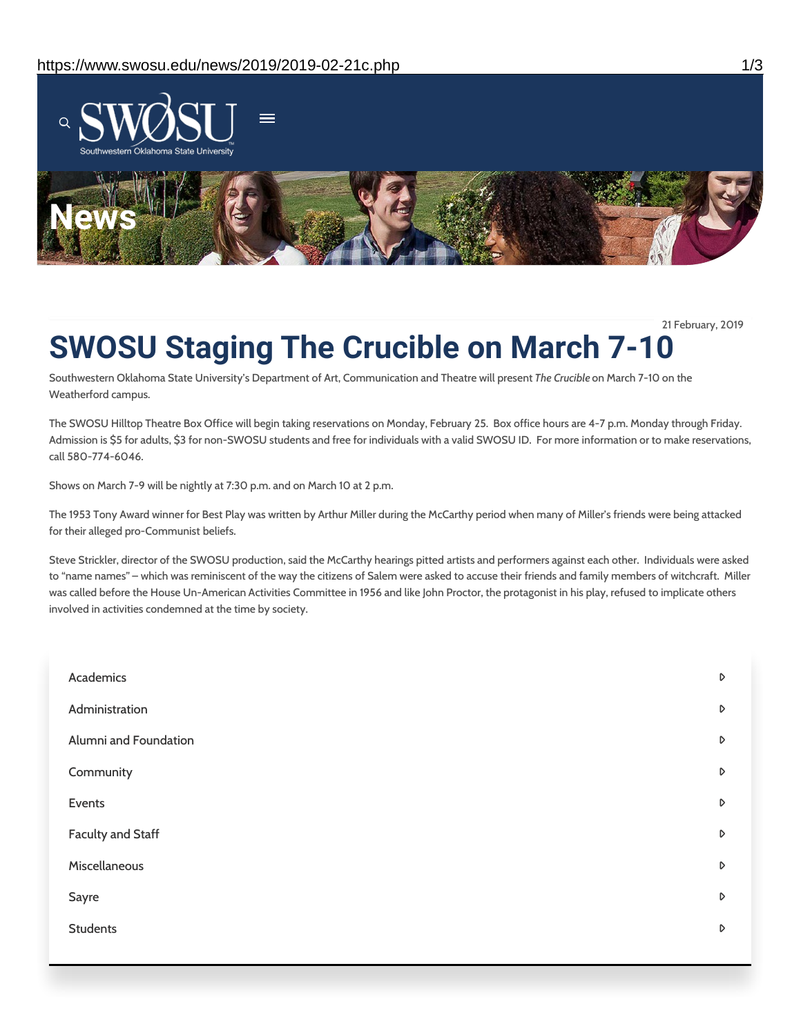SWOSU

Southwestern Oklahoma State University

# News

21 February, 2019

# SWOSU Staging The Crucible on March 7-10

Southwestern Oklahoma State University's Department of Art, Communication and Theatre will present *The Crucible* on March 7-10 on the Weatherford campus.

The SWOSU Hilltop Theatre Box Office will begin taking reservations on Monday, February 25. Box office hours are 4-7 p.m. Monday through Friday. Admission is $5 for adults, $3 for non-SWOSU students and free for individuals with a valid SWOSU ID. For more information or to make reservations, call 580-774-6046.

Shows on March 7-9 will be nightly at 7:30 p.m. and on March 10 at 2 p.m.

The 1953 Tony Award winner for Best Play was written by Arthur Miller during the McCarthy period when many of Miller's friends were being attacked for their alleged pro-Communist beliefs.

Steve Strickler, director of the SWOSU production, said the McCarthy hearings pitted artists and performers against each other. Individuals were asked to "name names" – which was reminiscent of the way the citizens of Salem were asked to accuse their friends and family members of witchcraft. Miller was called before the House Un-American Activities Committee in 1956 and like John Proctor, the protagonist in his play, refused to implicate others involved in activities condemned at the time by society.

- Academics
- Administration
- Alumni and Foundation
- Community
- Events
- Faculty and Staff
- Miscellaneous
- Sayre
- Students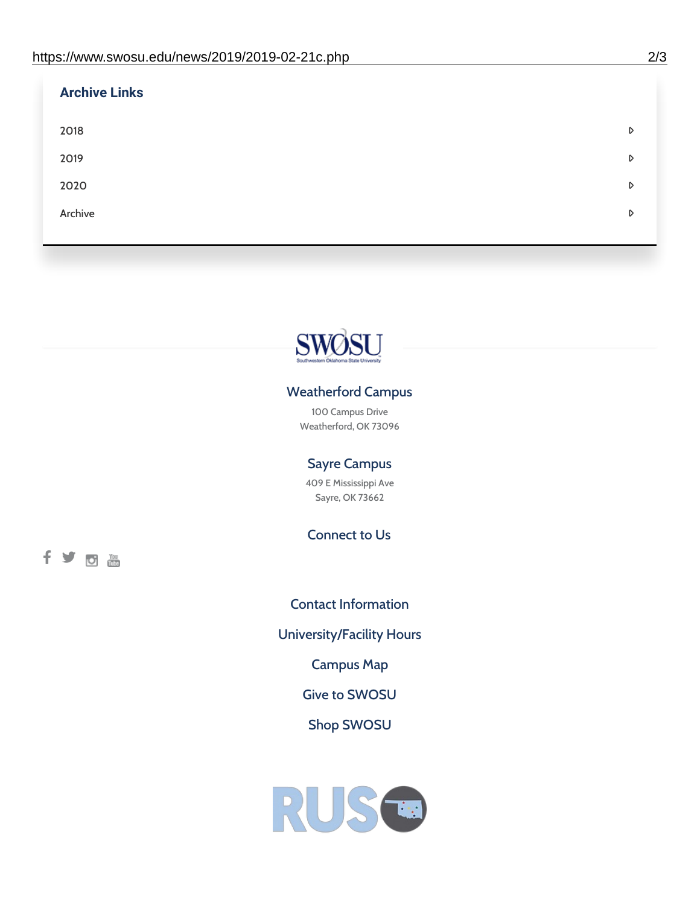## Archive Links

- 2018
- 2019
- 2020
- Archive

### Weatherford Campus

100 Campus Drive
Weatherford, OK 73096

### Sayre Campus

409 E Mississippi Ave
Sayre, OK 73662

### Connect to Us

Contact Information

University/Facility Hours

Campus Map

Give to SWOSU

Shop SWOSU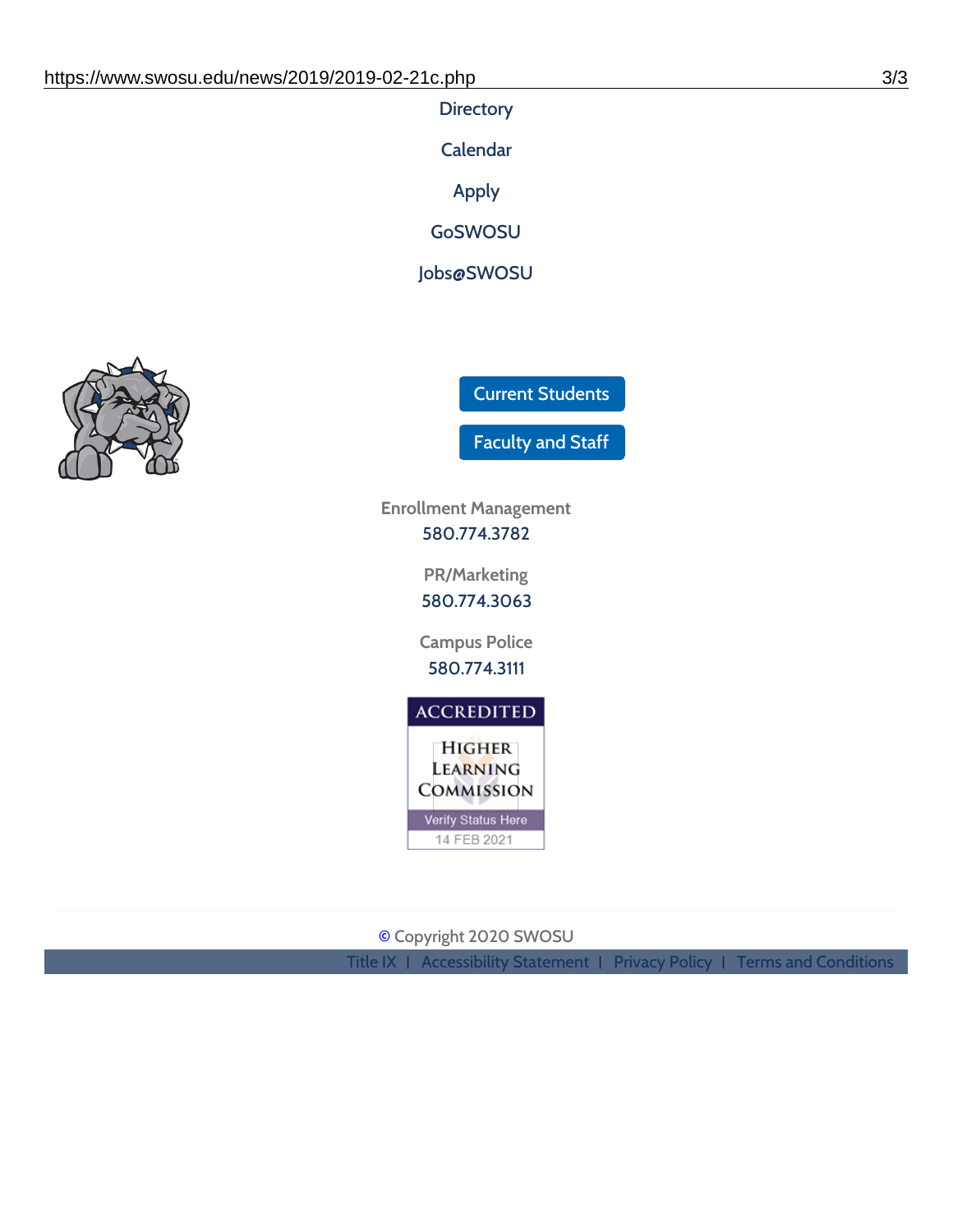Directory

Calendar

Apply

GoSWOSU

Jobs@SWOSU

Current Students

Faculty and Staff

Enrollment Management
580.774.3782

PR/Marketing
580.774.3063

Campus Police
580.774.3111

ACCREDITED
HIGHER LEARNING COMMISSION
Verify Status Here
14 FEB 2021

© Copyright 2020 SWOSU

Title IX | Accessibility Statement | Privacy Policy | Terms and Conditions